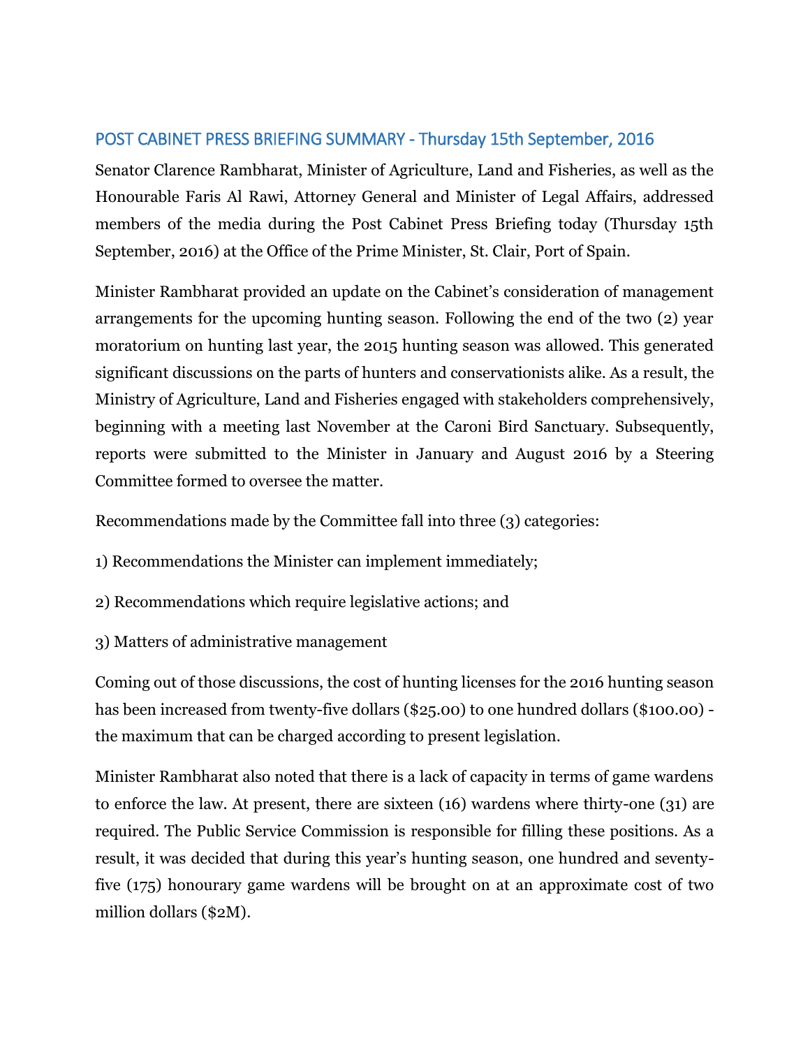## POST CABINET PRESS BRIEFING SUMMARY - Thursday 15th September, 2016

Senator Clarence Rambharat, Minister of Agriculture, Land and Fisheries, as well as the Honourable Faris Al Rawi, Attorney General and Minister of Legal Affairs, addressed members of the media during the Post Cabinet Press Briefing today (Thursday 15th September, 2016) at the Office of the Prime Minister, St. Clair, Port of Spain.

Minister Rambharat provided an update on the Cabinet's consideration of management arrangements for the upcoming hunting season. Following the end of the two (2) year moratorium on hunting last year, the 2015 hunting season was allowed. This generated significant discussions on the parts of hunters and conservationists alike. As a result, the Ministry of Agriculture, Land and Fisheries engaged with stakeholders comprehensively, beginning with a meeting last November at the Caroni Bird Sanctuary. Subsequently, reports were submitted to the Minister in January and August 2016 by a Steering Committee formed to oversee the matter.

Recommendations made by the Committee fall into three (3) categories:

1) Recommendations the Minister can implement immediately;

2) Recommendations which require legislative actions; and

3) Matters of administrative management

Coming out of those discussions, the cost of hunting licenses for the 2016 hunting season has been increased from twenty-five dollars ($25.00) to one hundred dollars ($100.00) - the maximum that can be charged according to present legislation.

Minister Rambharat also noted that there is a lack of capacity in terms of game wardens to enforce the law. At present, there are sixteen (16) wardens where thirty-one (31) are required. The Public Service Commission is responsible for filling these positions. As a result, it was decided that during this year's hunting season, one hundred and seventy-five (175) honourary game wardens will be brought on at an approximate cost of two million dollars ($2M).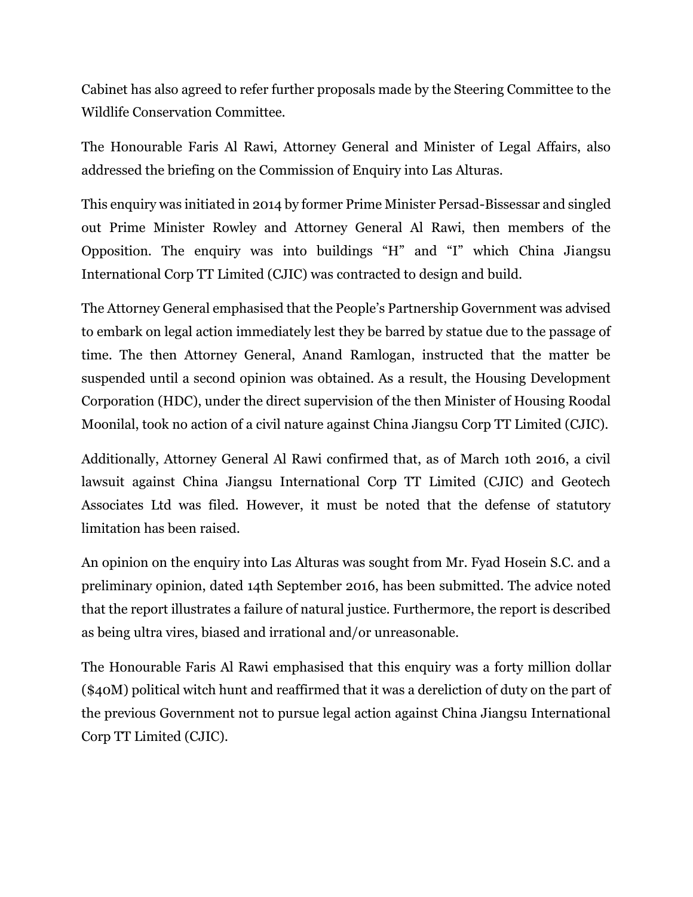Cabinet has also agreed to refer further proposals made by the Steering Committee to the Wildlife Conservation Committee.

The Honourable Faris Al Rawi, Attorney General and Minister of Legal Affairs, also addressed the briefing on the Commission of Enquiry into Las Alturas.

This enquiry was initiated in 2014 by former Prime Minister Persad-Bissessar and singled out Prime Minister Rowley and Attorney General Al Rawi, then members of the Opposition. The enquiry was into buildings "H" and "I" which China Jiangsu International Corp TT Limited (CJIC) was contracted to design and build.

The Attorney General emphasised that the People's Partnership Government was advised to embark on legal action immediately lest they be barred by statue due to the passage of time. The then Attorney General, Anand Ramlogan, instructed that the matter be suspended until a second opinion was obtained. As a result, the Housing Development Corporation (HDC), under the direct supervision of the then Minister of Housing Roodal Moonilal, took no action of a civil nature against China Jiangsu Corp TT Limited (CJIC).

Additionally, Attorney General Al Rawi confirmed that, as of March 10th 2016, a civil lawsuit against China Jiangsu International Corp TT Limited (CJIC) and Geotech Associates Ltd was filed. However, it must be noted that the defense of statutory limitation has been raised.

An opinion on the enquiry into Las Alturas was sought from Mr. Fyad Hosein S.C. and a preliminary opinion, dated 14th September 2016, has been submitted. The advice noted that the report illustrates a failure of natural justice. Furthermore, the report is described as being ultra vires, biased and irrational and/or unreasonable.

The Honourable Faris Al Rawi emphasised that this enquiry was a forty million dollar ($40M) political witch hunt and reaffirmed that it was a dereliction of duty on the part of the previous Government not to pursue legal action against China Jiangsu International Corp TT Limited (CJIC).